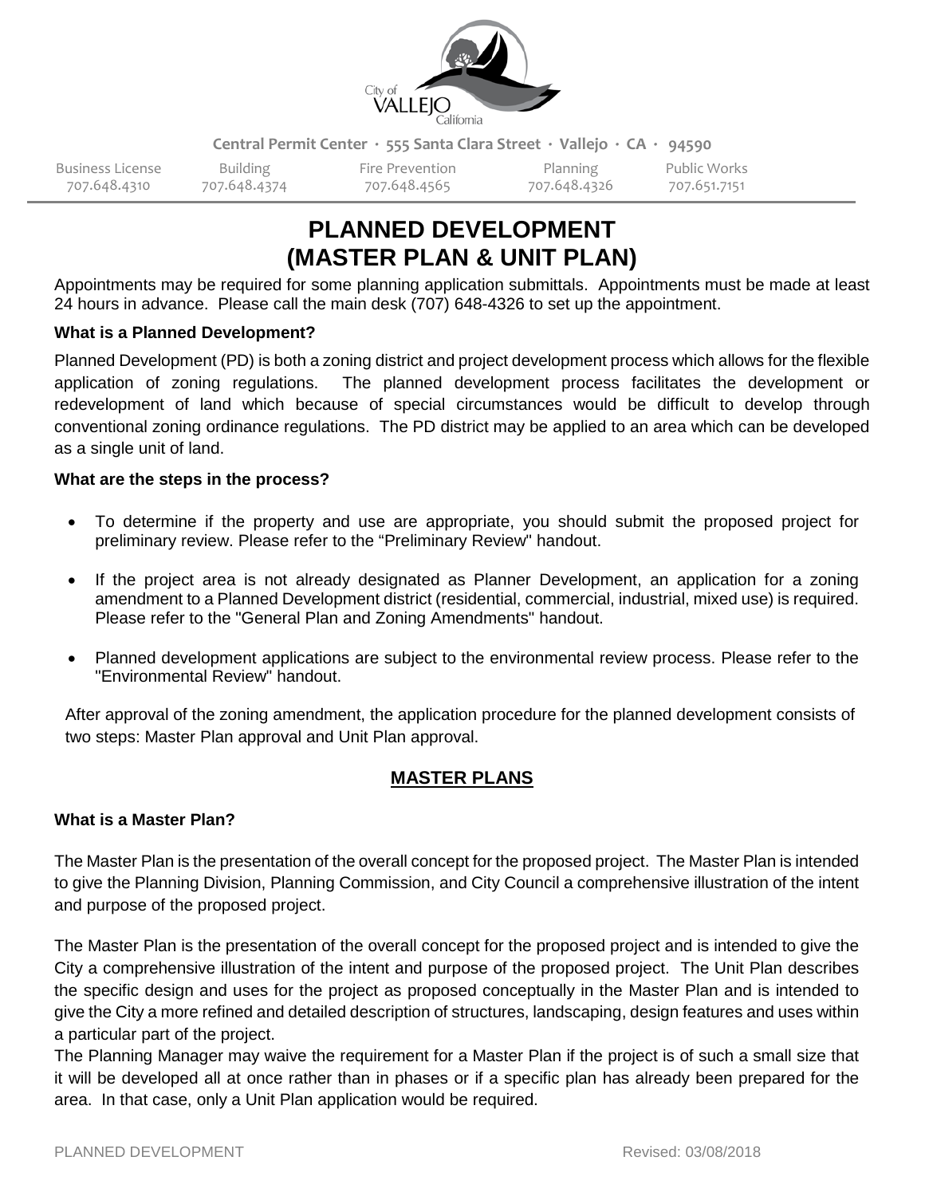Central Permit Center · 555 Santa Clara Street · Vallejo · CA · 94590

| Business License | Building | Fire Prevention | Planning | Public Works |
| --- | --- | --- | --- | --- |
| 707.648.4310 | 707.648.4374 | 707.648.4565 | 707.648.4326 | 707.651.7151 |

# PLANNED DEVELOPMENT (MASTER PLAN & UNIT PLAN)

Appointments may be required for some planning application submittals. Appointments must be made at least 24 hours in advance. Please call the main desk (707) 648-4326 to set up the appointment.

**What is a Planned Development?**

Planned Development (PD) is both a zoning district and project development process which allows for the flexible application of zoning regulations. The planned development process facilitates the development or redevelopment of land which because of special circumstances would be difficult to develop through conventional zoning ordinance regulations. The PD district may be applied to an area which can be developed as a single unit of land.

**What are the steps in the process?**

- To determine if the property and use are appropriate, you should submit the proposed project for preliminary review. Please refer to the "Preliminary Review" handout.
- If the project area is not already designated as Planner Development, an application for a zoning amendment to a Planned Development district (residential, commercial, industrial, mixed use) is required. Please refer to the "General Plan and Zoning Amendments" handout.
- Planned development applications are subject to the environmental review process. Please refer to the "Environmental Review" handout.

After approval of the zoning amendment, the application procedure for the planned development consists of two steps: Master Plan approval and Unit Plan approval.

## MASTER PLANS

**What is a Master Plan?**

The Master Plan is the presentation of the overall concept for the proposed project. The Master Plan is intended to give the Planning Division, Planning Commission, and City Council a comprehensive illustration of the intent and purpose of the proposed project.

The Master Plan is the presentation of the overall concept for the proposed project and is intended to give the City a comprehensive illustration of the intent and purpose of the proposed project. The Unit Plan describes the specific design and uses for the project as proposed conceptually in the Master Plan and is intended to give the City a more refined and detailed description of structures, landscaping, design features and uses within a particular part of the project.

The Planning Manager may waive the requirement for a Master Plan if the project is of such a small size that it will be developed all at once rather than in phases or if a specific plan has already been prepared for the area. In that case, only a Unit Plan application would be required.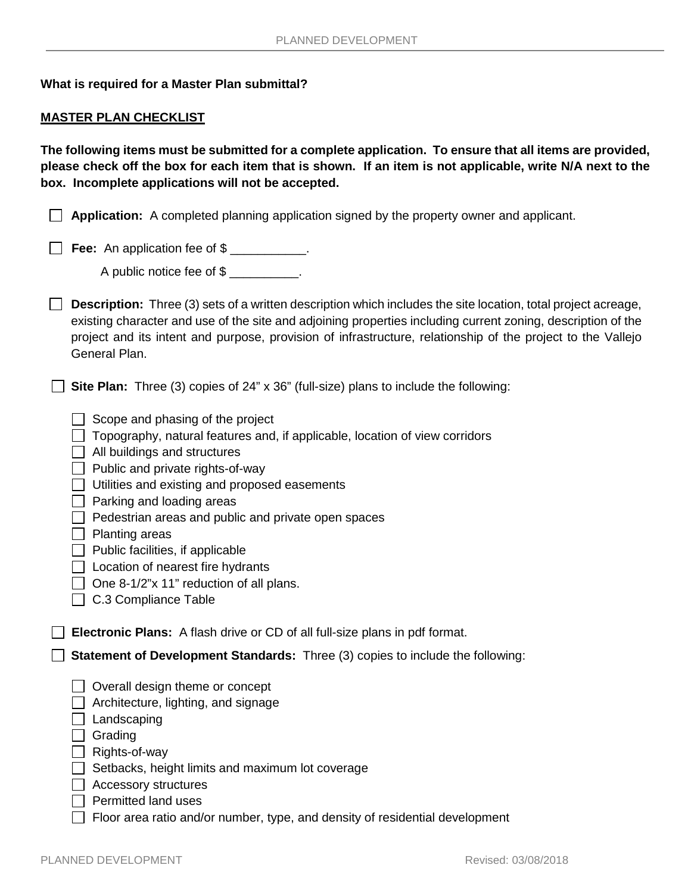**What is required for a Master Plan submittal?**

**MASTER PLAN CHECKLIST**

**The following items must be submitted for a complete application. To ensure that all items are provided, please check off the box for each item that is shown. If an item is not applicable, write N/A next to the box. Incomplete applications will not be accepted.**

- ☐ **Application:** A completed planning application signed by the property owner and applicant.
- ☐ **Fee:** An application fee of $ ___________.

  A public notice fee of $ __________.
- ☐ **Description:** Three (3) sets of a written description which includes the site location, total project acreage, existing character and use of the site and adjoining properties including current zoning, description of the project and its intent and purpose, provision of infrastructure, relationship of the project to the Vallejo General Plan.
- ☐ **Site Plan:** Three (3) copies of 24" x 36" (full-size) plans to include the following:
  - ☐ Scope and phasing of the project
  - ☐ Topography, natural features and, if applicable, location of view corridors
  - ☐ All buildings and structures
  - ☐ Public and private rights-of-way
  - ☐ Utilities and existing and proposed easements
  - ☐ Parking and loading areas
  - ☐ Pedestrian areas and public and private open spaces
  - ☐ Planting areas
  - ☐ Public facilities, if applicable
  - ☐ Location of nearest fire hydrants
  - ☐ One 8-1/2"x 11" reduction of all plans.
  - ☐ C.3 Compliance Table
- ☐ **Electronic Plans:** A flash drive or CD of all full-size plans in pdf format.
- ☐ **Statement of Development Standards:** Three (3) copies to include the following:
  - ☐ Overall design theme or concept
  - ☐ Architecture, lighting, and signage
  - ☐ Landscaping
  - ☐ Grading
  - ☐ Rights-of-way
  - ☐ Setbacks, height limits and maximum lot coverage
  - ☐ Accessory structures
  - ☐ Permitted land uses
  - ☐ Floor area ratio and/or number, type, and density of residential development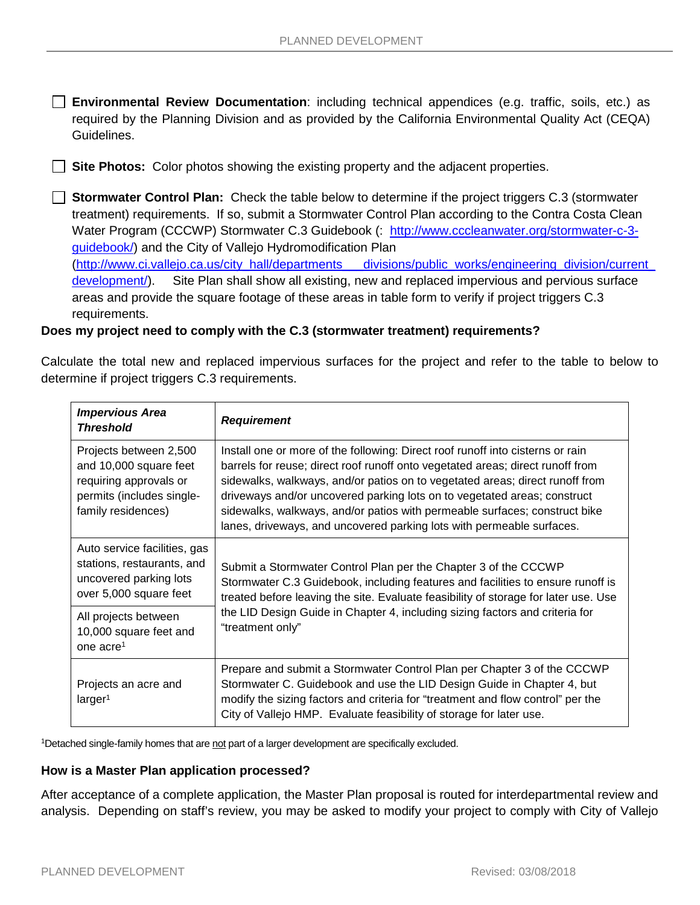- [ ] **Environmental Review Documentation**: including technical appendices (e.g. traffic, soils, etc.) as required by the Planning Division and as provided by the California Environmental Quality Act (CEQA) Guidelines.

- [ ] **Site Photos:** Color photos showing the existing property and the adjacent properties.

- [ ] **Stormwater Control Plan:** Check the table below to determine if the project triggers C.3 (stormwater treatment) requirements. If so, submit a Stormwater Control Plan according to the Contra Costa Clean Water Program (CCCWP) Stormwater C.3 Guidebook (: http://www.cccleanwater.org/stormwater-c-3-guidebook/) and the City of Vallejo Hydromodification Plan (http://www.ci.vallejo.ca.us/city_hall/departments___divisions/public_works/engineering_division/current_development/). Site Plan shall show all existing, new and replaced impervious and pervious surface areas and provide the square footage of these areas in table form to verify if project triggers C.3 requirements.

**Does my project need to comply with the C.3 (stormwater treatment) requirements?**

Calculate the total new and replaced impervious surfaces for the project and refer to the table to below to determine if project triggers C.3 requirements.

| ***Impervious Area Threshold*** | ***Requirement*** |
|---|---|
| Projects between 2,500 and 10,000 square feet requiring approvals or permits (includes single-family residences) | Install one or more of the following: Direct roof runoff into cisterns or rain barrels for reuse; direct roof runoff onto vegetated areas; direct runoff from sidewalks, walkways, and/or patios on to vegetated areas; direct runoff from driveways and/or uncovered parking lots on to vegetated areas; construct sidewalks, walkways, and/or patios with permeable surfaces; construct bike lanes, driveways, and uncovered parking lots with permeable surfaces. |
| Auto service facilities, gas stations, restaurants, and uncovered parking lots over 5,000 square feet | Submit a Stormwater Control Plan per the Chapter 3 of the CCCWP Stormwater C.3 Guidebook, including features and facilities to ensure runoff is treated before leaving the site. Evaluate feasibility of storage for later use. Use the LID Design Guide in Chapter 4, including sizing factors and criteria for "treatment only" |
| All projects between 10,000 square feet and one acre[1] | |
| Projects an acre and larger[1] | Prepare and submit a Stormwater Control Plan per Chapter 3 of the CCCWP Stormwater C. Guidebook and use the LID Design Guide in Chapter 4, but modify the sizing factors and criteria for "treatment and flow control" per the City of Vallejo HMP. Evaluate feasibility of storage for later use. |

[1]Detached single-family homes that are not part of a larger development are specifically excluded.

**How is a Master Plan application processed?**

After acceptance of a complete application, the Master Plan proposal is routed for interdepartmental review and analysis. Depending on staff's review, you may be asked to modify your project to comply with City of Vallejo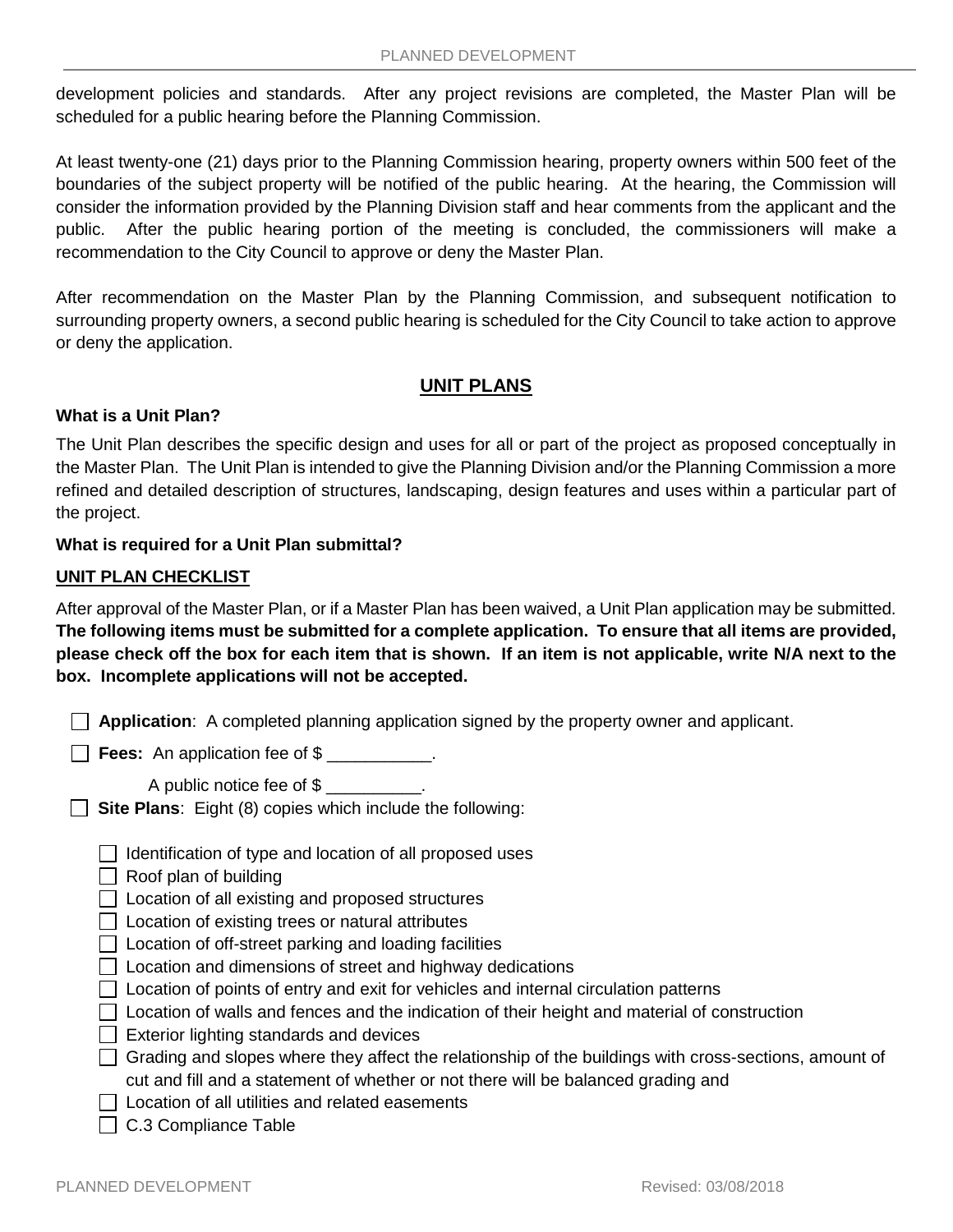development policies and standards. After any project revisions are completed, the Master Plan will be scheduled for a public hearing before the Planning Commission.

At least twenty-one (21) days prior to the Planning Commission hearing, property owners within 500 feet of the boundaries of the subject property will be notified of the public hearing. At the hearing, the Commission will consider the information provided by the Planning Division staff and hear comments from the applicant and the public. After the public hearing portion of the meeting is concluded, the commissioners will make a recommendation to the City Council to approve or deny the Master Plan.

After recommendation on the Master Plan by the Planning Commission, and subsequent notification to surrounding property owners, a second public hearing is scheduled for the City Council to take action to approve or deny the application.

## UNIT PLANS

**What is a Unit Plan?**

The Unit Plan describes the specific design and uses for all or part of the project as proposed conceptually in the Master Plan. The Unit Plan is intended to give the Planning Division and/or the Planning Commission a more refined and detailed description of structures, landscaping, design features and uses within a particular part of the project.

**What is required for a Unit Plan submittal?**

**UNIT PLAN CHECKLIST**

After approval of the Master Plan, or if a Master Plan has been waived, a Unit Plan application may be submitted. **The following items must be submitted for a complete application. To ensure that all items are provided, please check off the box for each item that is shown. If an item is not applicable, write N/A next to the box. Incomplete applications will not be accepted.**

- ☐ **Application**: A completed planning application signed by the property owner and applicant.
- ☐ **Fees:** An application fee of $ ___________.

  A public notice fee of $ __________.
- ☐ **Site Plans**: Eight (8) copies which include the following:
  - ☐ Identification of type and location of all proposed uses
  - ☐ Roof plan of building
  - ☐ Location of all existing and proposed structures
  - ☐ Location of existing trees or natural attributes
  - ☐ Location of off-street parking and loading facilities
  - ☐ Location and dimensions of street and highway dedications
  - ☐ Location of points of entry and exit for vehicles and internal circulation patterns
  - ☐ Location of walls and fences and the indication of their height and material of construction
  - ☐ Exterior lighting standards and devices
  - ☐ Grading and slopes where they affect the relationship of the buildings with cross-sections, amount of cut and fill and a statement of whether or not there will be balanced grading and
  - ☐ Location of all utilities and related easements
  - ☐ C.3 Compliance Table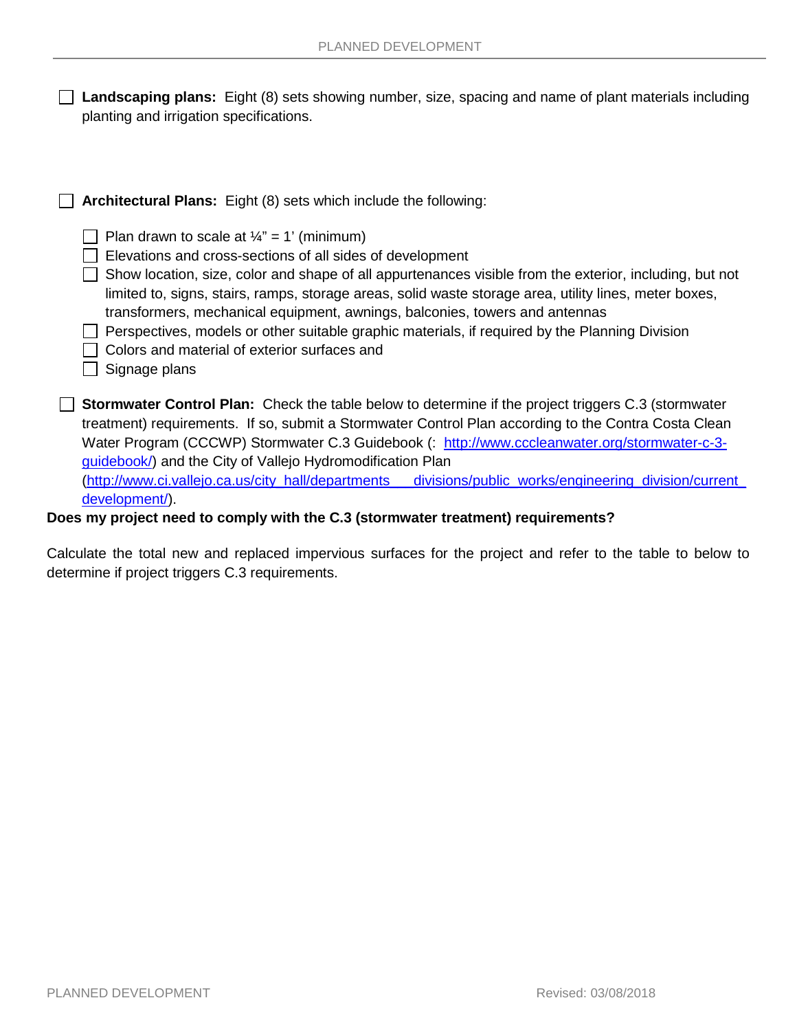- [ ] **Landscaping plans:** Eight (8) sets showing number, size, spacing and name of plant materials including planting and irrigation specifications.

- [ ] **Architectural Plans:** Eight (8) sets which include the following:
  - [ ] Plan drawn to scale at ¼" = 1' (minimum)
  - [ ] Elevations and cross-sections of all sides of development
  - [ ] Show location, size, color and shape of all appurtenances visible from the exterior, including, but not limited to, signs, stairs, ramps, storage areas, solid waste storage area, utility lines, meter boxes, transformers, mechanical equipment, awnings, balconies, towers and antennas
  - [ ] Perspectives, models or other suitable graphic materials, if required by the Planning Division
  - [ ] Colors and material of exterior surfaces and
  - [ ] Signage plans

- [ ] **Stormwater Control Plan:** Check the table below to determine if the project triggers C.3 (stormwater treatment) requirements. If so, submit a Stormwater Control Plan according to the Contra Costa Clean Water Program (CCCWP) Stormwater C.3 Guidebook (: http://www.cccleanwater.org/stormwater-c-3-guidebook/) and the City of Vallejo Hydromodification Plan (http://www.ci.vallejo.ca.us/city_hall/departments___divisions/public_works/engineering_division/current_development/).

**Does my project need to comply with the C.3 (stormwater treatment) requirements?**

Calculate the total new and replaced impervious surfaces for the project and refer to the table to below to determine if project triggers C.3 requirements.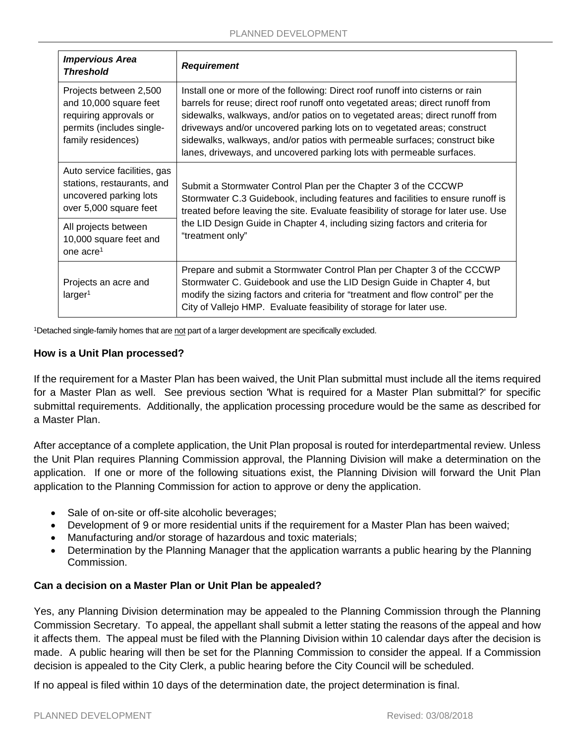| ***Impervious Area Threshold*** | ***Requirement*** |
| --- | --- |
| Projects between 2,500 and 10,000 square feet requiring approvals or permits (includes single-family residences) | Install one or more of the following: Direct roof runoff into cisterns or rain barrels for reuse; direct roof runoff onto vegetated areas; direct runoff from sidewalks, walkways, and/or patios on to vegetated areas; direct runoff from driveways and/or uncovered parking lots on to vegetated areas; construct sidewalks, walkways, and/or patios with permeable surfaces; construct bike lanes, driveways, and uncovered parking lots with permeable surfaces. |
| Auto service facilities, gas stations, restaurants, and uncovered parking lots over 5,000 square feet | Submit a Stormwater Control Plan per the Chapter 3 of the CCCWP Stormwater C.3 Guidebook, including features and facilities to ensure runoff is treated before leaving the site. Evaluate feasibility of storage for later use. Use the LID Design Guide in Chapter 4, including sizing factors and criteria for "treatment only" |
| All projects between 10,000 square feet and one acre[1] | |
| Projects an acre and larger[1] | Prepare and submit a Stormwater Control Plan per Chapter 3 of the CCCWP Stormwater C. Guidebook and use the LID Design Guide in Chapter 4, but modify the sizing factors and criteria for "treatment and flow control" per the City of Vallejo HMP. Evaluate feasibility of storage for later use. |

[1]Detached single-family homes that are not part of a larger development are specifically excluded.

**How is a Unit Plan processed?**

If the requirement for a Master Plan has been waived, the Unit Plan submittal must include all the items required for a Master Plan as well. See previous section 'What is required for a Master Plan submittal?' for specific submittal requirements. Additionally, the application processing procedure would be the same as described for a Master Plan.

After acceptance of a complete application, the Unit Plan proposal is routed for interdepartmental review. Unless the Unit Plan requires Planning Commission approval, the Planning Division will make a determination on the application. If one or more of the following situations exist, the Planning Division will forward the Unit Plan application to the Planning Commission for action to approve or deny the application.

- Sale of on-site or off-site alcoholic beverages;
- Development of 9 or more residential units if the requirement for a Master Plan has been waived;
- Manufacturing and/or storage of hazardous and toxic materials;
- Determination by the Planning Manager that the application warrants a public hearing by the Planning Commission.

**Can a decision on a Master Plan or Unit Plan be appealed?**

Yes, any Planning Division determination may be appealed to the Planning Commission through the Planning Commission Secretary. To appeal, the appellant shall submit a letter stating the reasons of the appeal and how it affects them. The appeal must be filed with the Planning Division within 10 calendar days after the decision is made. A public hearing will then be set for the Planning Commission to consider the appeal. If a Commission decision is appealed to the City Clerk, a public hearing before the City Council will be scheduled.

If no appeal is filed within 10 days of the determination date, the project determination is final.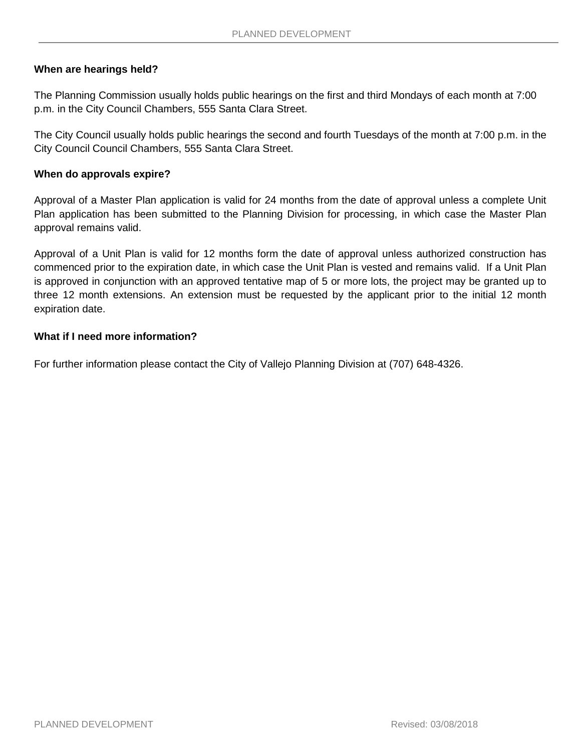**When are hearings held?**

The Planning Commission usually holds public hearings on the first and third Mondays of each month at 7:00 p.m. in the City Council Chambers, 555 Santa Clara Street.

The City Council usually holds public hearings the second and fourth Tuesdays of the month at 7:00 p.m. in the City Council Council Chambers, 555 Santa Clara Street.

**When do approvals expire?**

Approval of a Master Plan application is valid for 24 months from the date of approval unless a complete Unit Plan application has been submitted to the Planning Division for processing, in which case the Master Plan approval remains valid.

Approval of a Unit Plan is valid for 12 months form the date of approval unless authorized construction has commenced prior to the expiration date, in which case the Unit Plan is vested and remains valid. If a Unit Plan is approved in conjunction with an approved tentative map of 5 or more lots, the project may be granted up to three 12 month extensions. An extension must be requested by the applicant prior to the initial 12 month expiration date.

**What if I need more information?**

For further information please contact the City of Vallejo Planning Division at (707) 648-4326.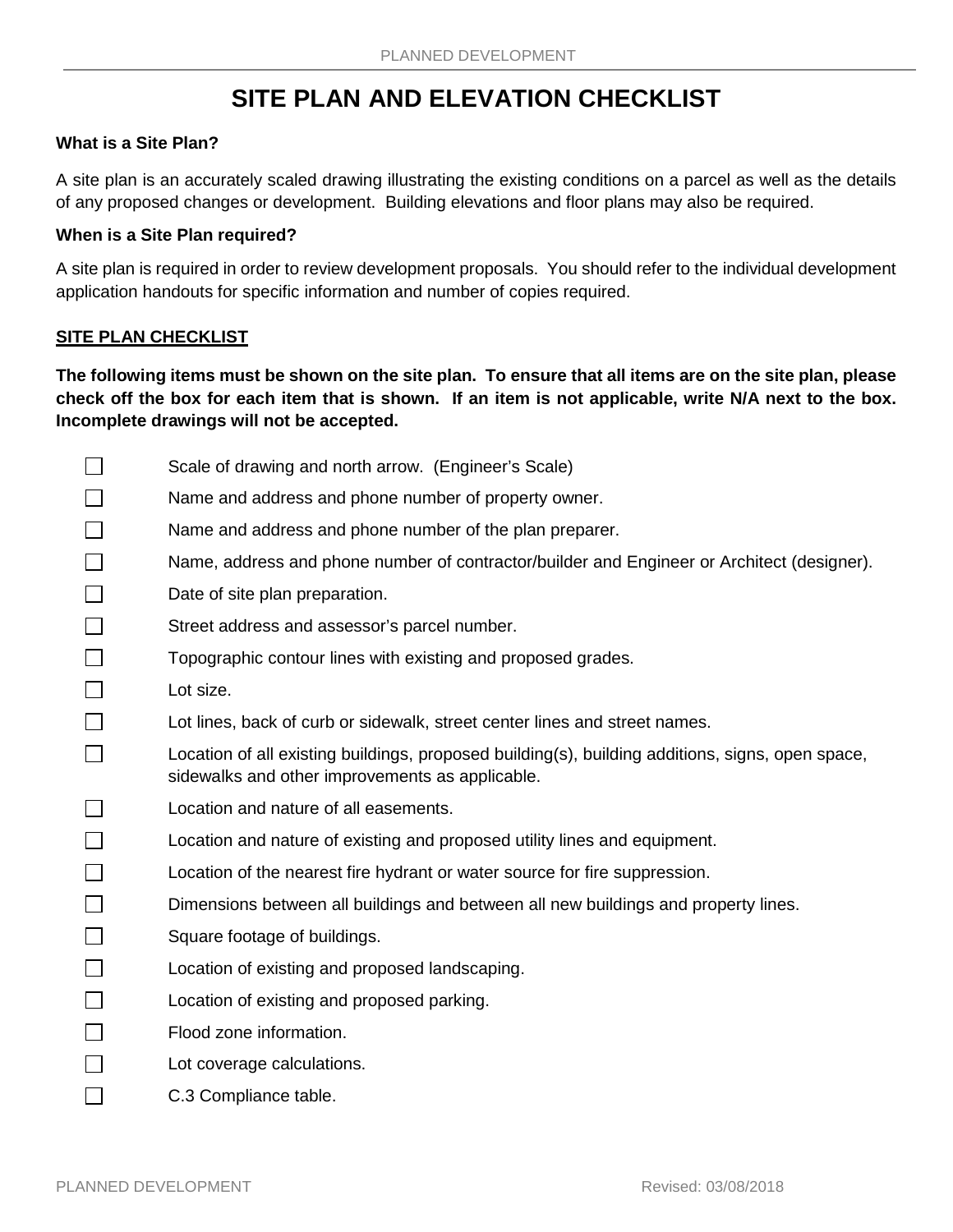# SITE PLAN AND ELEVATION CHECKLIST

**What is a Site Plan?**

A site plan is an accurately scaled drawing illustrating the existing conditions on a parcel as well as the details of any proposed changes or development. Building elevations and floor plans may also be required.

**When is a Site Plan required?**

A site plan is required in order to review development proposals. You should refer to the individual development application handouts for specific information and number of copies required.

**SITE PLAN CHECKLIST**

**The following items must be shown on the site plan. To ensure that all items are on the site plan, please check off the box for each item that is shown. If an item is not applicable, write N/A next to the box. Incomplete drawings will not be accepted.**

- ☐ Scale of drawing and north arrow. (Engineer's Scale)
- ☐ Name and address and phone number of property owner.
- ☐ Name and address and phone number of the plan preparer.
- ☐ Name, address and phone number of contractor/builder and Engineer or Architect (designer).
- ☐ Date of site plan preparation.
- ☐ Street address and assessor's parcel number.
- ☐ Topographic contour lines with existing and proposed grades.
- ☐ Lot size.
- ☐ Lot lines, back of curb or sidewalk, street center lines and street names.
- ☐ Location of all existing buildings, proposed building(s), building additions, signs, open space, sidewalks and other improvements as applicable.
- ☐ Location and nature of all easements.
- ☐ Location and nature of existing and proposed utility lines and equipment.
- ☐ Location of the nearest fire hydrant or water source for fire suppression.
- ☐ Dimensions between all buildings and between all new buildings and property lines.
- ☐ Square footage of buildings.
- ☐ Location of existing and proposed landscaping.
- ☐ Location of existing and proposed parking.
- ☐ Flood zone information.
- ☐ Lot coverage calculations.
- ☐ C.3 Compliance table.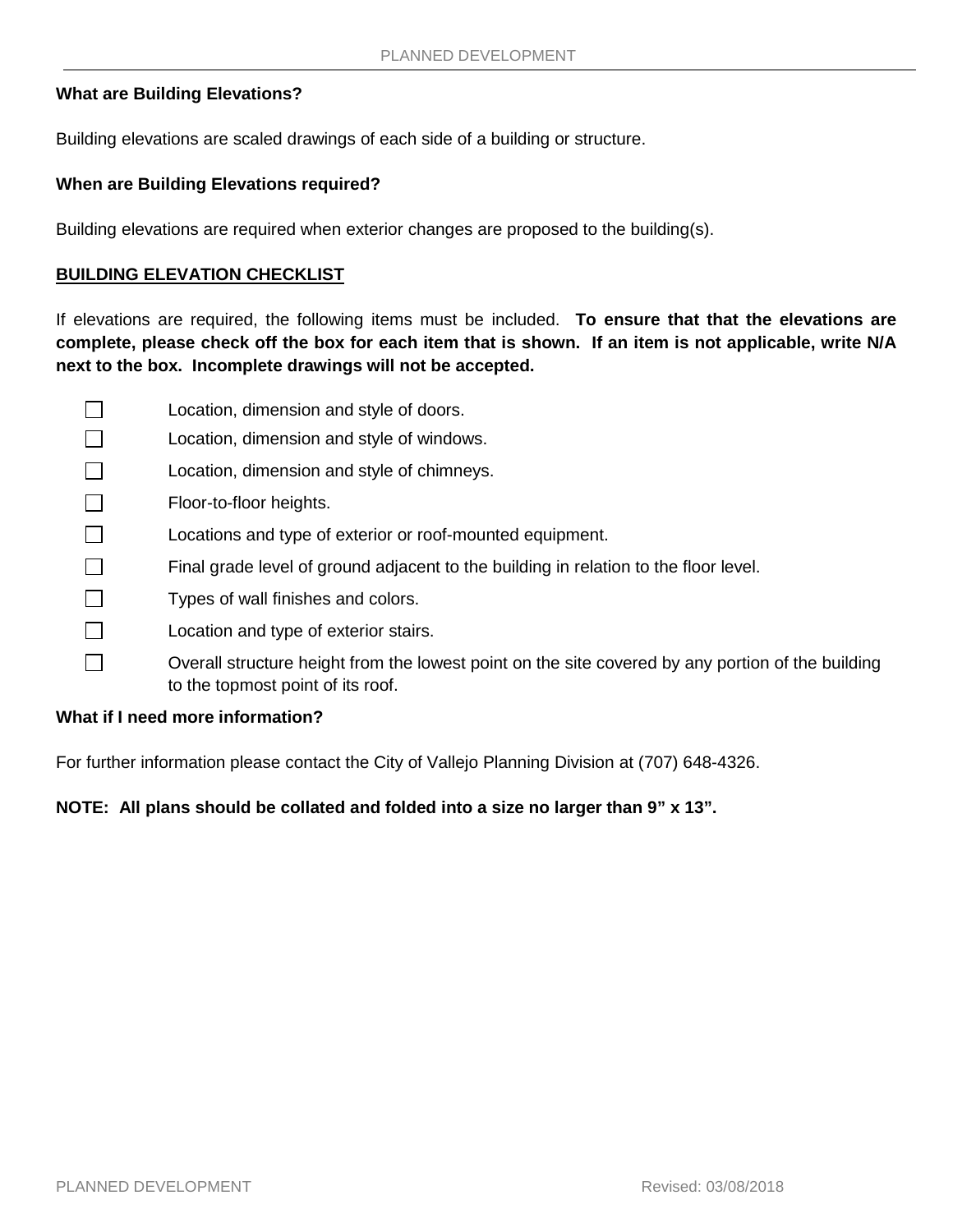**What are Building Elevations?**

Building elevations are scaled drawings of each side of a building or structure.

**When are Building Elevations required?**

Building elevations are required when exterior changes are proposed to the building(s).

**BUILDING ELEVATION CHECKLIST**

If elevations are required, the following items must be included. **To ensure that that the elevations are complete, please check off the box for each item that is shown. If an item is not applicable, write N/A next to the box. Incomplete drawings will not be accepted.**

- ☐ Location, dimension and style of doors.
- ☐ Location, dimension and style of windows.
- ☐ Location, dimension and style of chimneys.
- ☐ Floor-to-floor heights.
- ☐ Locations and type of exterior or roof-mounted equipment.
- ☐ Final grade level of ground adjacent to the building in relation to the floor level.
- ☐ Types of wall finishes and colors.
- ☐ Location and type of exterior stairs.
- ☐ Overall structure height from the lowest point on the site covered by any portion of the building to the topmost point of its roof.

**What if I need more information?**

For further information please contact the City of Vallejo Planning Division at (707) 648-4326.

**NOTE: All plans should be collated and folded into a size no larger than 9" x 13".**